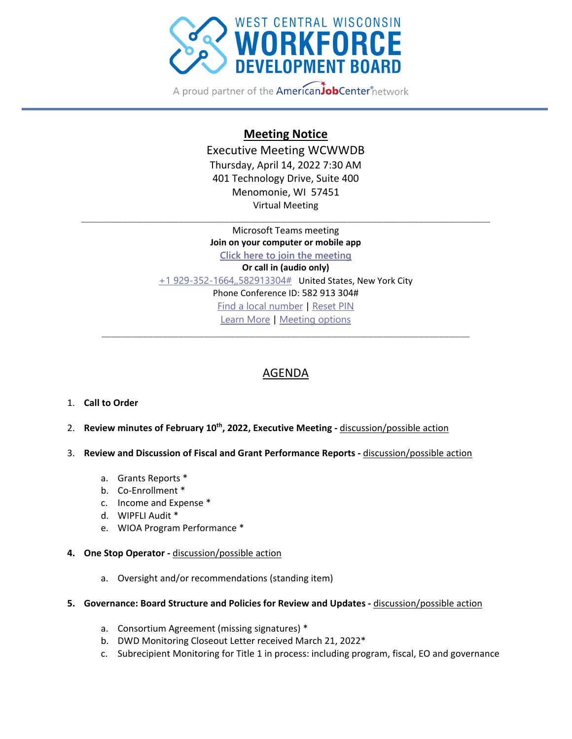WEST CENTRAL WISCONSIN
**WORKFORCE DEVELOPMENT BOARD**

A proud partner of the AmericanJobCenter network

---

## Meeting Notice

Executive Meeting WCWWDB
Thursday, April 14, 2022 7:30 AM
401 Technology Drive, Suite 400
Menomonie, WI 57451
Virtual Meeting

---

Microsoft Teams meeting
**Join on your computer or mobile app**
Click here to join the meeting
**Or call in (audio only)**
+1 929-352-1664,,582913304# United States, New York City
Phone Conference ID: 582 913 304#
Find a local number | Reset PIN
Learn More | Meeting options

---

## AGENDA

1. **Call to Order**

2. **Review minutes of February 10th, 2022, Executive Meeting -** discussion/possible action

3. **Review and Discussion of Fiscal and Grant Performance Reports -** discussion/possible action

   a. Grants Reports *
   b. Co-Enrollment *
   c. Income and Expense *
   d. WIPFLI Audit *
   e. WIOA Program Performance *

4. **One Stop Operator -** discussion/possible action

   a. Oversight and/or recommendations (standing item)

5. **Governance: Board Structure and Policies for Review and Updates -** discussion/possible action

   a. Consortium Agreement (missing signatures) *
   b. DWD Monitoring Closeout Letter received March 21, 2022*
   c. Subrecipient Monitoring for Title 1 in process: including program, fiscal, EO and governance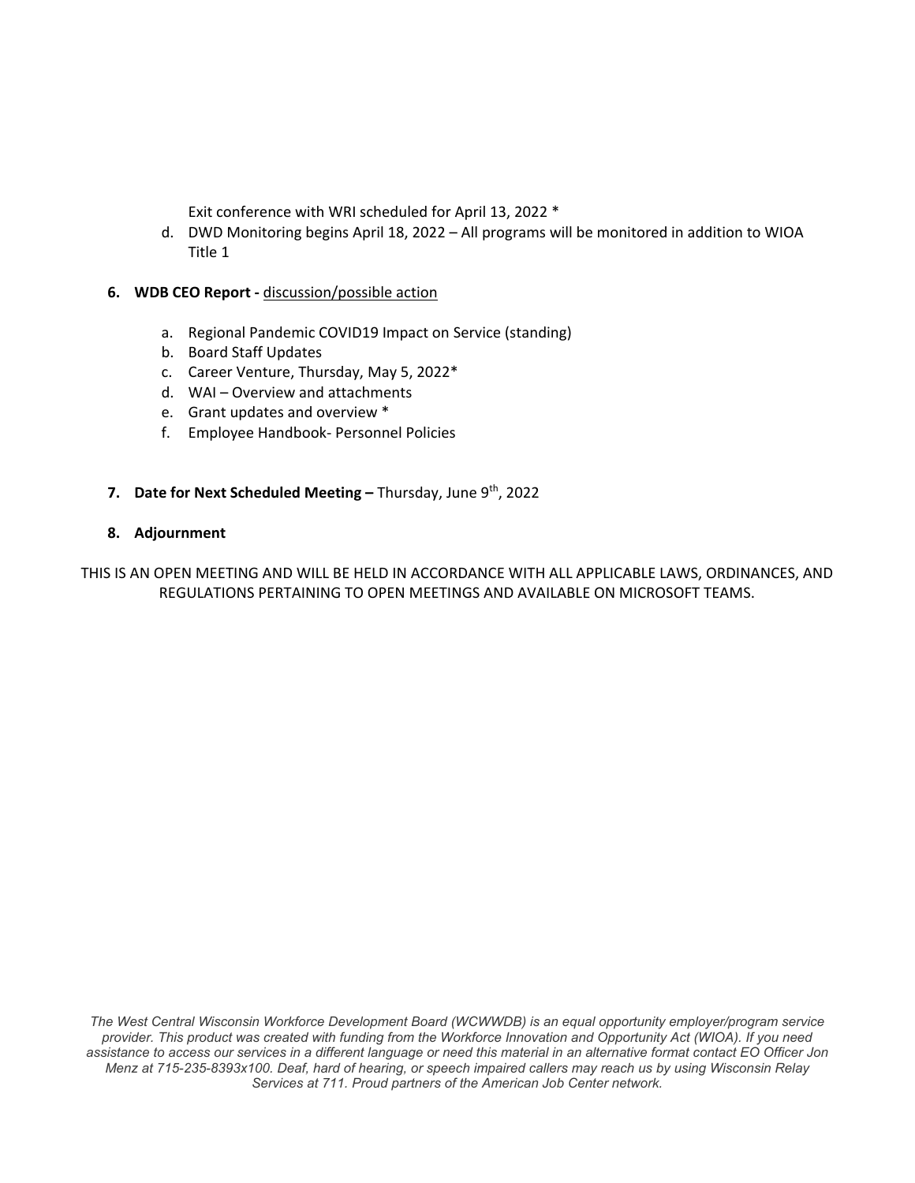Exit conference with WRI scheduled for April 13, 2022 *

d. DWD Monitoring begins April 18, 2022 – All programs will be monitored in addition to WIOA Title 1

**6. WDB CEO Report -** discussion/possible action

a. Regional Pandemic COVID19 Impact on Service (standing)
b. Board Staff Updates
c. Career Venture, Thursday, May 5, 2022*
d. WAI – Overview and attachments
e. Grant updates and overview *
f. Employee Handbook- Personnel Policies

**7. Date for Next Scheduled Meeting –** Thursday, June 9th, 2022

**8. Adjournment**

THIS IS AN OPEN MEETING AND WILL BE HELD IN ACCORDANCE WITH ALL APPLICABLE LAWS, ORDINANCES, AND REGULATIONS PERTAINING TO OPEN MEETINGS AND AVAILABLE ON MICROSOFT TEAMS.

*The West Central Wisconsin Workforce Development Board (WCWWDB) is an equal opportunity employer/program service provider. This product was created with funding from the Workforce Innovation and Opportunity Act (WIOA). If you need assistance to access our services in a different language or need this material in an alternative format contact EO Officer Jon Menz at 715-235-8393x100. Deaf, hard of hearing, or speech impaired callers may reach us by using Wisconsin Relay Services at 711. Proud partners of the American Job Center network.*